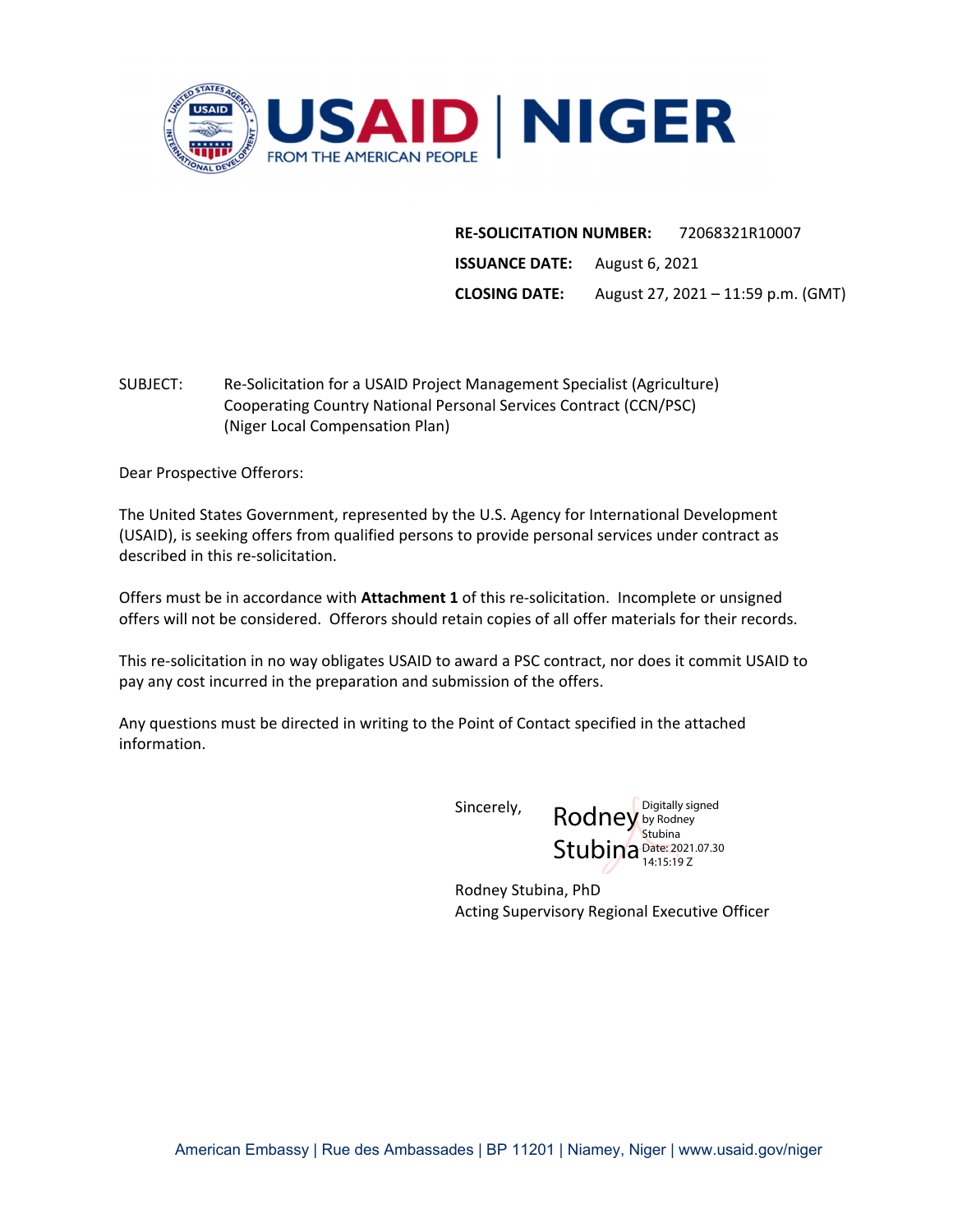USAID | NIGER
FROM THE AMERICAN PEOPLE

**RE-SOLICITATION NUMBER:** 72068321R10007
**ISSUANCE DATE:** August 6, 2021
**CLOSING DATE:** August 27, 2021 – 11:59 p.m. (GMT)

SUBJECT: Re-Solicitation for a USAID Project Management Specialist (Agriculture) Cooperating Country National Personal Services Contract (CCN/PSC) (Niger Local Compensation Plan)

Dear Prospective Offerors:

The United States Government, represented by the U.S. Agency for International Development (USAID), is seeking offers from qualified persons to provide personal services under contract as described in this re-solicitation.

Offers must be in accordance with **Attachment 1** of this re-solicitation. Incomplete or unsigned offers will not be considered. Offerors should retain copies of all offer materials for their records.

This re-solicitation in no way obligates USAID to award a PSC contract, nor does it commit USAID to pay any cost incurred in the preparation and submission of the offers.

Any questions must be directed in writing to the Point of Contact specified in the attached information.

Sincerely,

Rodney Stubina
Digitally signed by Rodney Stubina
Date: 2021.07.30 14:15:19 Z

Rodney Stubina, PhD
Acting Supervisory Regional Executive Officer

American Embassy | Rue des Ambassades | BP 11201 | Niamey, Niger | www.usaid.gov/niger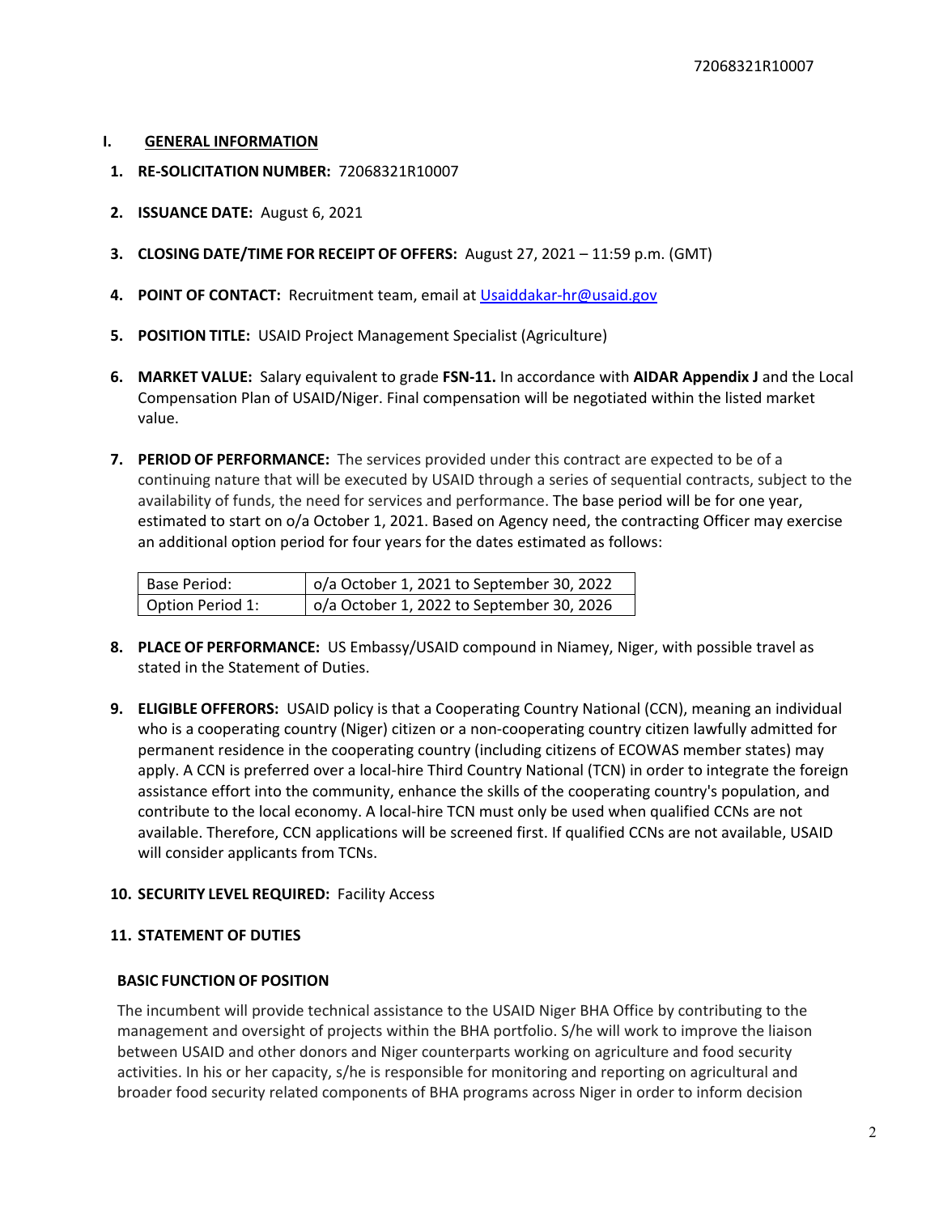## I. GENERAL INFORMATION

1. **RE-SOLICITATION NUMBER:** 72068321R10007

2. **ISSUANCE DATE:** August 6, 2021

3. **CLOSING DATE/TIME FOR RECEIPT OF OFFERS:** August 27, 2021 – 11:59 p.m. (GMT)

4. **POINT OF CONTACT:** Recruitment team, email at Usaiddakar-hr@usaid.gov

5. **POSITION TITLE:** USAID Project Management Specialist (Agriculture)

6. **MARKET VALUE:** Salary equivalent to grade **FSN-11.** In accordance with **AIDAR Appendix J** and the Local Compensation Plan of USAID/Niger. Final compensation will be negotiated within the listed market value.

7. **PERIOD OF PERFORMANCE:** The services provided under this contract are expected to be of a continuing nature that will be executed by USAID through a series of sequential contracts, subject to the availability of funds, the need for services and performance. The base period will be for one year, estimated to start on o/a October 1, 2021. Based on Agency need, the contracting Officer may exercise an additional option period for four years for the dates estimated as follows:

| Base Period: | o/a October 1, 2021 to September 30, 2022 |
|---|---|
| Option Period 1: | o/a October 1, 2022 to September 30, 2026 |

8. **PLACE OF PERFORMANCE:** US Embassy/USAID compound in Niamey, Niger, with possible travel as stated in the Statement of Duties.

9. **ELIGIBLE OFFERORS:** USAID policy is that a Cooperating Country National (CCN), meaning an individual who is a cooperating country (Niger) citizen or a non-cooperating country citizen lawfully admitted for permanent residence in the cooperating country (including citizens of ECOWAS member states) may apply. A CCN is preferred over a local-hire Third Country National (TCN) in order to integrate the foreign assistance effort into the community, enhance the skills of the cooperating country's population, and contribute to the local economy. A local-hire TCN must only be used when qualified CCNs are not available. Therefore, CCN applications will be screened first. If qualified CCNs are not available, USAID will consider applicants from TCNs.

10. **SECURITY LEVEL REQUIRED:** Facility Access

11. **STATEMENT OF DUTIES**

**BASIC FUNCTION OF POSITION**

The incumbent will provide technical assistance to the USAID Niger BHA Office by contributing to the management and oversight of projects within the BHA portfolio. S/he will work to improve the liaison between USAID and other donors and Niger counterparts working on agriculture and food security activities. In his or her capacity, s/he is responsible for monitoring and reporting on agricultural and broader food security related components of BHA programs across Niger in order to inform decision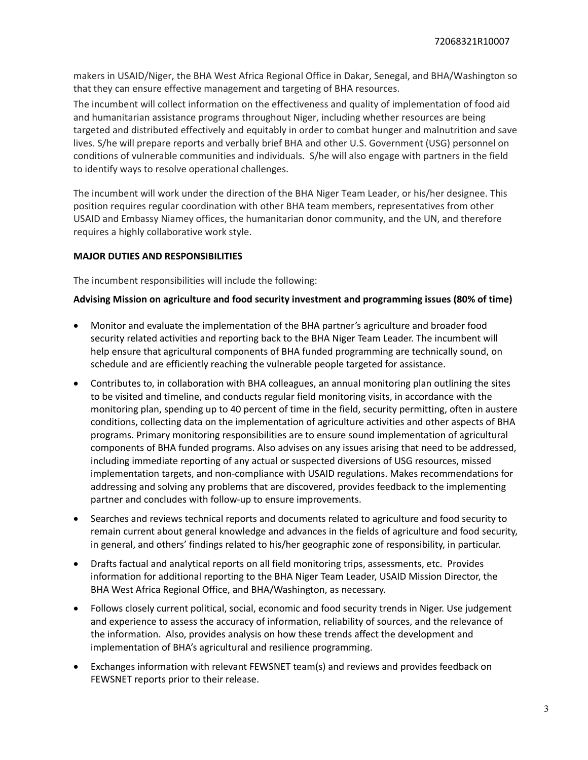makers in USAID/Niger, the BHA West Africa Regional Office in Dakar, Senegal, and BHA/Washington so that they can ensure effective management and targeting of BHA resources.

The incumbent will collect information on the effectiveness and quality of implementation of food aid and humanitarian assistance programs throughout Niger, including whether resources are being targeted and distributed effectively and equitably in order to combat hunger and malnutrition and save lives. S/he will prepare reports and verbally brief BHA and other U.S. Government (USG) personnel on conditions of vulnerable communities and individuals. S/he will also engage with partners in the field to identify ways to resolve operational challenges.

The incumbent will work under the direction of the BHA Niger Team Leader, or his/her designee. This position requires regular coordination with other BHA team members, representatives from other USAID and Embassy Niamey offices, the humanitarian donor community, and the UN, and therefore requires a highly collaborative work style.

**MAJOR DUTIES AND RESPONSIBILITIES**

The incumbent responsibilities will include the following:

**Advising Mission on agriculture and food security investment and programming issues (80% of time)**

- Monitor and evaluate the implementation of the BHA partner's agriculture and broader food security related activities and reporting back to the BHA Niger Team Leader. The incumbent will help ensure that agricultural components of BHA funded programming are technically sound, on schedule and are efficiently reaching the vulnerable people targeted for assistance.
- Contributes to, in collaboration with BHA colleagues, an annual monitoring plan outlining the sites to be visited and timeline, and conducts regular field monitoring visits, in accordance with the monitoring plan, spending up to 40 percent of time in the field, security permitting, often in austere conditions, collecting data on the implementation of agriculture activities and other aspects of BHA programs. Primary monitoring responsibilities are to ensure sound implementation of agricultural components of BHA funded programs. Also advises on any issues arising that need to be addressed, including immediate reporting of any actual or suspected diversions of USG resources, missed implementation targets, and non-compliance with USAID regulations. Makes recommendations for addressing and solving any problems that are discovered, provides feedback to the implementing partner and concludes with follow-up to ensure improvements.
- Searches and reviews technical reports and documents related to agriculture and food security to remain current about general knowledge and advances in the fields of agriculture and food security, in general, and others' findings related to his/her geographic zone of responsibility, in particular.
- Drafts factual and analytical reports on all field monitoring trips, assessments, etc. Provides information for additional reporting to the BHA Niger Team Leader, USAID Mission Director, the BHA West Africa Regional Office, and BHA/Washington, as necessary.
- Follows closely current political, social, economic and food security trends in Niger. Use judgement and experience to assess the accuracy of information, reliability of sources, and the relevance of the information. Also, provides analysis on how these trends affect the development and implementation of BHA's agricultural and resilience programming.
- Exchanges information with relevant FEWSNET team(s) and reviews and provides feedback on FEWSNET reports prior to their release.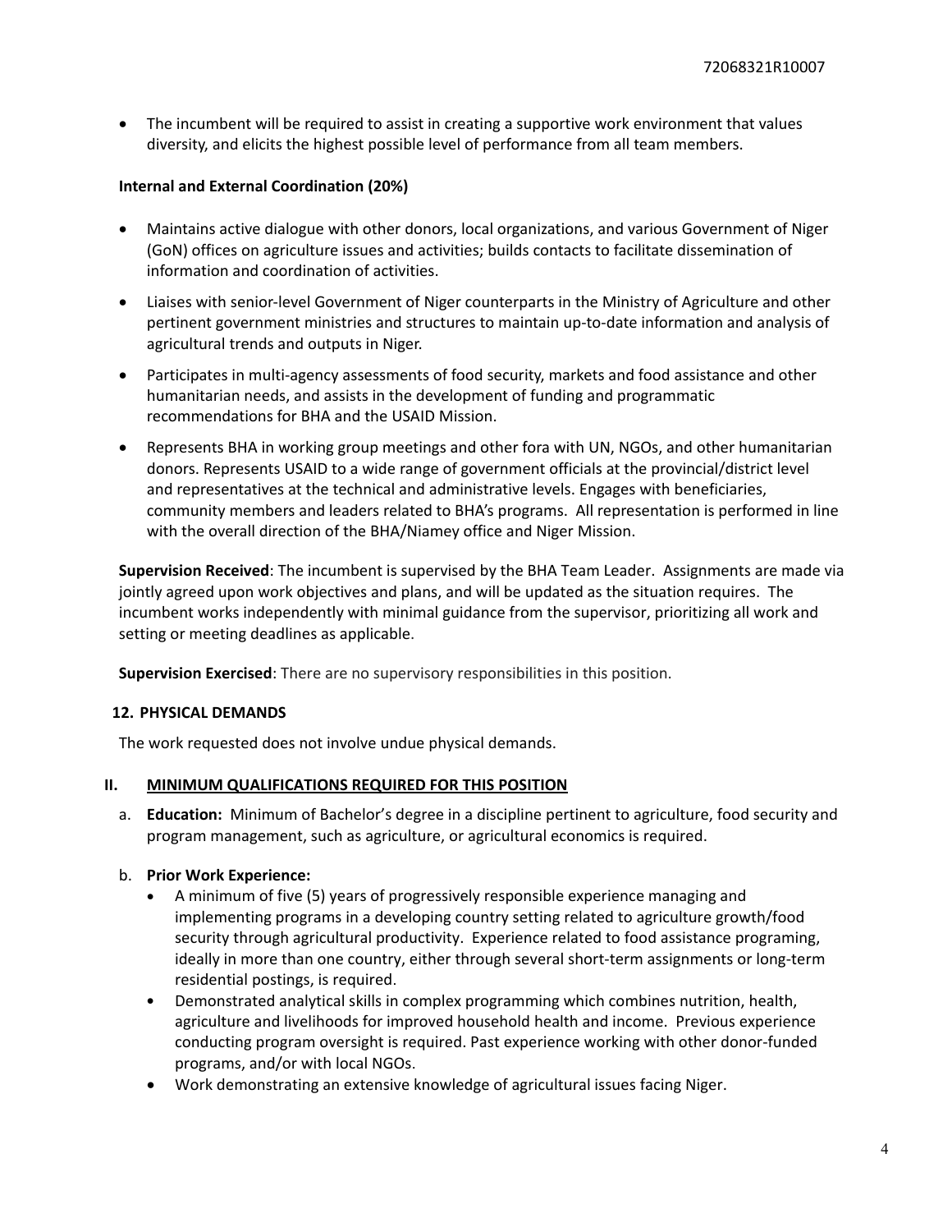- The incumbent will be required to assist in creating a supportive work environment that values diversity, and elicits the highest possible level of performance from all team members.

**Internal and External Coordination (20%)**

- Maintains active dialogue with other donors, local organizations, and various Government of Niger (GoN) offices on agriculture issues and activities; builds contacts to facilitate dissemination of information and coordination of activities.
- Liaises with senior-level Government of Niger counterparts in the Ministry of Agriculture and other pertinent government ministries and structures to maintain up-to-date information and analysis of agricultural trends and outputs in Niger.
- Participates in multi-agency assessments of food security, markets and food assistance and other humanitarian needs, and assists in the development of funding and programmatic recommendations for BHA and the USAID Mission.
- Represents BHA in working group meetings and other fora with UN, NGOs, and other humanitarian donors. Represents USAID to a wide range of government officials at the provincial/district level and representatives at the technical and administrative levels. Engages with beneficiaries, community members and leaders related to BHA's programs. All representation is performed in line with the overall direction of the BHA/Niamey office and Niger Mission.

**Supervision Received**: The incumbent is supervised by the BHA Team Leader. Assignments are made via jointly agreed upon work objectives and plans, and will be updated as the situation requires. The incumbent works independently with minimal guidance from the supervisor, prioritizing all work and setting or meeting deadlines as applicable.

**Supervision Exercised**: There are no supervisory responsibilities in this position.

### 12. PHYSICAL DEMANDS

The work requested does not involve undue physical demands.

## II. MINIMUM QUALIFICATIONS REQUIRED FOR THIS POSITION

a. **Education:** Minimum of Bachelor's degree in a discipline pertinent to agriculture, food security and program management, such as agriculture, or agricultural economics is required.

b. **Prior Work Experience:**
   - A minimum of five (5) years of progressively responsible experience managing and implementing programs in a developing country setting related to agriculture growth/food security through agricultural productivity. Experience related to food assistance programing, ideally in more than one country, either through several short-term assignments or long-term residential postings, is required.
   - Demonstrated analytical skills in complex programming which combines nutrition, health, agriculture and livelihoods for improved household health and income. Previous experience conducting program oversight is required. Past experience working with other donor-funded programs, and/or with local NGOs.
   - Work demonstrating an extensive knowledge of agricultural issues facing Niger.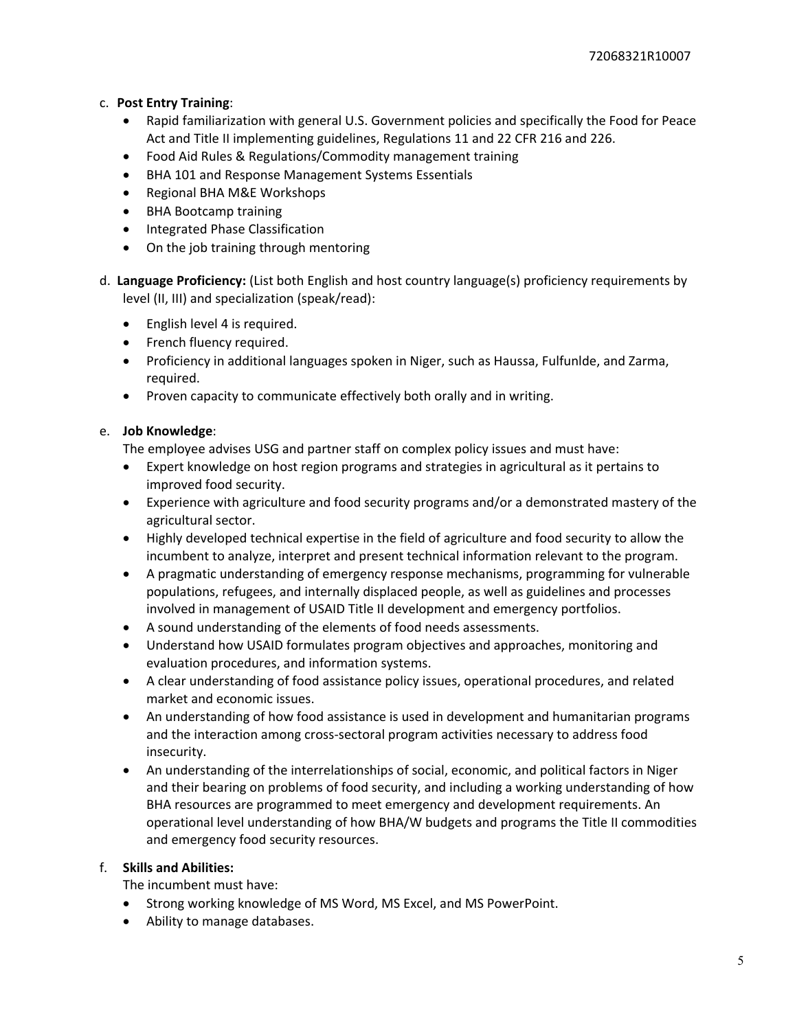c. **Post Entry Training**:

- Rapid familiarization with general U.S. Government policies and specifically the Food for Peace Act and Title II implementing guidelines, Regulations 11 and 22 CFR 216 and 226.
- Food Aid Rules & Regulations/Commodity management training
- BHA 101 and Response Management Systems Essentials
- Regional BHA M&E Workshops
- BHA Bootcamp training
- Integrated Phase Classification
- On the job training through mentoring

d. **Language Proficiency:** (List both English and host country language(s) proficiency requirements by level (II, III) and specialization (speak/read):

- English level 4 is required.
- French fluency required.
- Proficiency in additional languages spoken in Niger, such as Haussa, Fulfunlde, and Zarma, required.
- Proven capacity to communicate effectively both orally and in writing.

e. **Job Knowledge**:

The employee advises USG and partner staff on complex policy issues and must have:

- Expert knowledge on host region programs and strategies in agricultural as it pertains to improved food security.
- Experience with agriculture and food security programs and/or a demonstrated mastery of the agricultural sector.
- Highly developed technical expertise in the field of agriculture and food security to allow the incumbent to analyze, interpret and present technical information relevant to the program.
- A pragmatic understanding of emergency response mechanisms, programming for vulnerable populations, refugees, and internally displaced people, as well as guidelines and processes involved in management of USAID Title II development and emergency portfolios.
- A sound understanding of the elements of food needs assessments.
- Understand how USAID formulates program objectives and approaches, monitoring and evaluation procedures, and information systems.
- A clear understanding of food assistance policy issues, operational procedures, and related market and economic issues.
- An understanding of how food assistance is used in development and humanitarian programs and the interaction among cross-sectoral program activities necessary to address food insecurity.
- An understanding of the interrelationships of social, economic, and political factors in Niger and their bearing on problems of food security, and including a working understanding of how BHA resources are programmed to meet emergency and development requirements. An operational level understanding of how BHA/W budgets and programs the Title II commodities and emergency food security resources.

f. **Skills and Abilities:**

The incumbent must have:

- Strong working knowledge of MS Word, MS Excel, and MS PowerPoint.
- Ability to manage databases.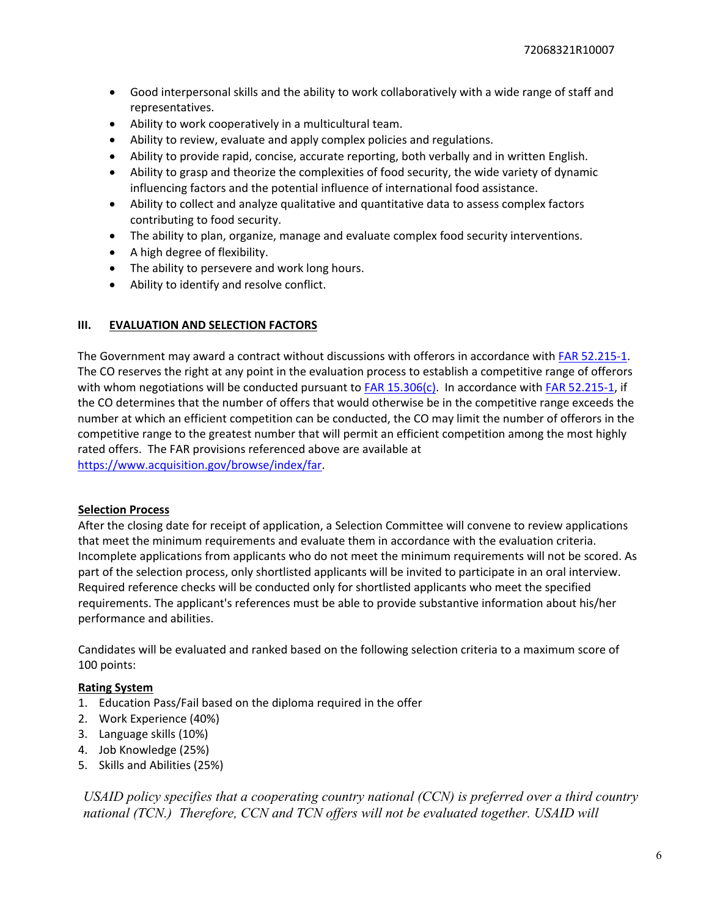- Good interpersonal skills and the ability to work collaboratively with a wide range of staff and representatives.
- Ability to work cooperatively in a multicultural team.
- Ability to review, evaluate and apply complex policies and regulations.
- Ability to provide rapid, concise, accurate reporting, both verbally and in written English.
- Ability to grasp and theorize the complexities of food security, the wide variety of dynamic influencing factors and the potential influence of international food assistance.
- Ability to collect and analyze qualitative and quantitative data to assess complex factors contributing to food security.
- The ability to plan, organize, manage and evaluate complex food security interventions.
- A high degree of flexibility.
- The ability to persevere and work long hours.
- Ability to identify and resolve conflict.

## III. EVALUATION AND SELECTION FACTORS

The Government may award a contract without discussions with offerors in accordance with [FAR 52.215-1](https://www.acquisition.gov/browse/index/far). The CO reserves the right at any point in the evaluation process to establish a competitive range of offerors with whom negotiations will be conducted pursuant to [FAR 15.306(c)](https://www.acquisition.gov/browse/index/far). In accordance with [FAR 52.215-1](https://www.acquisition.gov/browse/index/far), if the CO determines that the number of offers that would otherwise be in the competitive range exceeds the number at which an efficient competition can be conducted, the CO may limit the number of offerors in the competitive range to the greatest number that will permit an efficient competition among the most highly rated offers. The FAR provisions referenced above are available at https://www.acquisition.gov/browse/index/far.

**Selection Process**

After the closing date for receipt of application, a Selection Committee will convene to review applications that meet the minimum requirements and evaluate them in accordance with the evaluation criteria. Incomplete applications from applicants who do not meet the minimum requirements will not be scored. As part of the selection process, only shortlisted applicants will be invited to participate in an oral interview. Required reference checks will be conducted only for shortlisted applicants who meet the specified requirements. The applicant's references must be able to provide substantive information about his/her performance and abilities.

Candidates will be evaluated and ranked based on the following selection criteria to a maximum score of 100 points:

**Rating System**

1. Education Pass/Fail based on the diploma required in the offer
2. Work Experience (40%)
3. Language skills (10%)
4. Job Knowledge (25%)
5. Skills and Abilities (25%)

*USAID policy specifies that a cooperating country national (CCN) is preferred over a third country national (TCN.) Therefore, CCN and TCN offers will not be evaluated together. USAID will*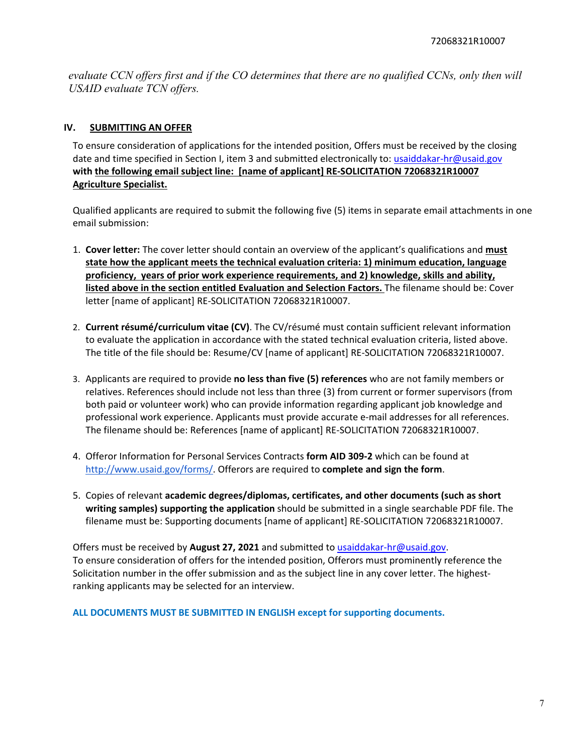*evaluate CCN offers first and if the CO determines that there are no qualified CCNs, only then will USAID evaluate TCN offers.*

## IV. SUBMITTING AN OFFER

To ensure consideration of applications for the intended position, Offers must be received by the closing date and time specified in Section I, item 3 and submitted electronically to: usaiddakar-hr@usaid.gov **with the following email subject line: [name of applicant] RE-SOLICITATION 72068321R10007 Agriculture Specialist.**

Qualified applicants are required to submit the following five (5) items in separate email attachments in one email submission:

1. **Cover letter:** The cover letter should contain an overview of the applicant's qualifications and **must state how the applicant meets the technical evaluation criteria: 1) minimum education, language proficiency, years of prior work experience requirements, and 2) knowledge, skills and ability, listed above in the section entitled Evaluation and Selection Factors.** The filename should be: Cover letter [name of applicant] RE-SOLICITATION 72068321R10007.

2. **Current résumé/curriculum vitae (CV)**. The CV/résumé must contain sufficient relevant information to evaluate the application in accordance with the stated technical evaluation criteria, listed above. The title of the file should be: Resume/CV [name of applicant] RE-SOLICITATION 72068321R10007.

3. Applicants are required to provide **no less than five (5) references** who are not family members or relatives. References should include not less than three (3) from current or former supervisors (from both paid or volunteer work) who can provide information regarding applicant job knowledge and professional work experience. Applicants must provide accurate e-mail addresses for all references. The filename should be: References [name of applicant] RE-SOLICITATION 72068321R10007.

4. Offeror Information for Personal Services Contracts **form AID 309-2** which can be found at http://www.usaid.gov/forms/. Offerors are required to **complete and sign the form**.

5. Copies of relevant **academic degrees/diplomas, certificates, and other documents (such as short writing samples) supporting the application** should be submitted in a single searchable PDF file. The filename must be: Supporting documents [name of applicant] RE-SOLICITATION 72068321R10007.

Offers must be received by **August 27, 2021** and submitted to usaiddakar-hr@usaid.gov.
To ensure consideration of offers for the intended position, Offerors must prominently reference the Solicitation number in the offer submission and as the subject line in any cover letter. The highest-ranking applicants may be selected for an interview.

**ALL DOCUMENTS MUST BE SUBMITTED IN ENGLISH except for supporting documents.**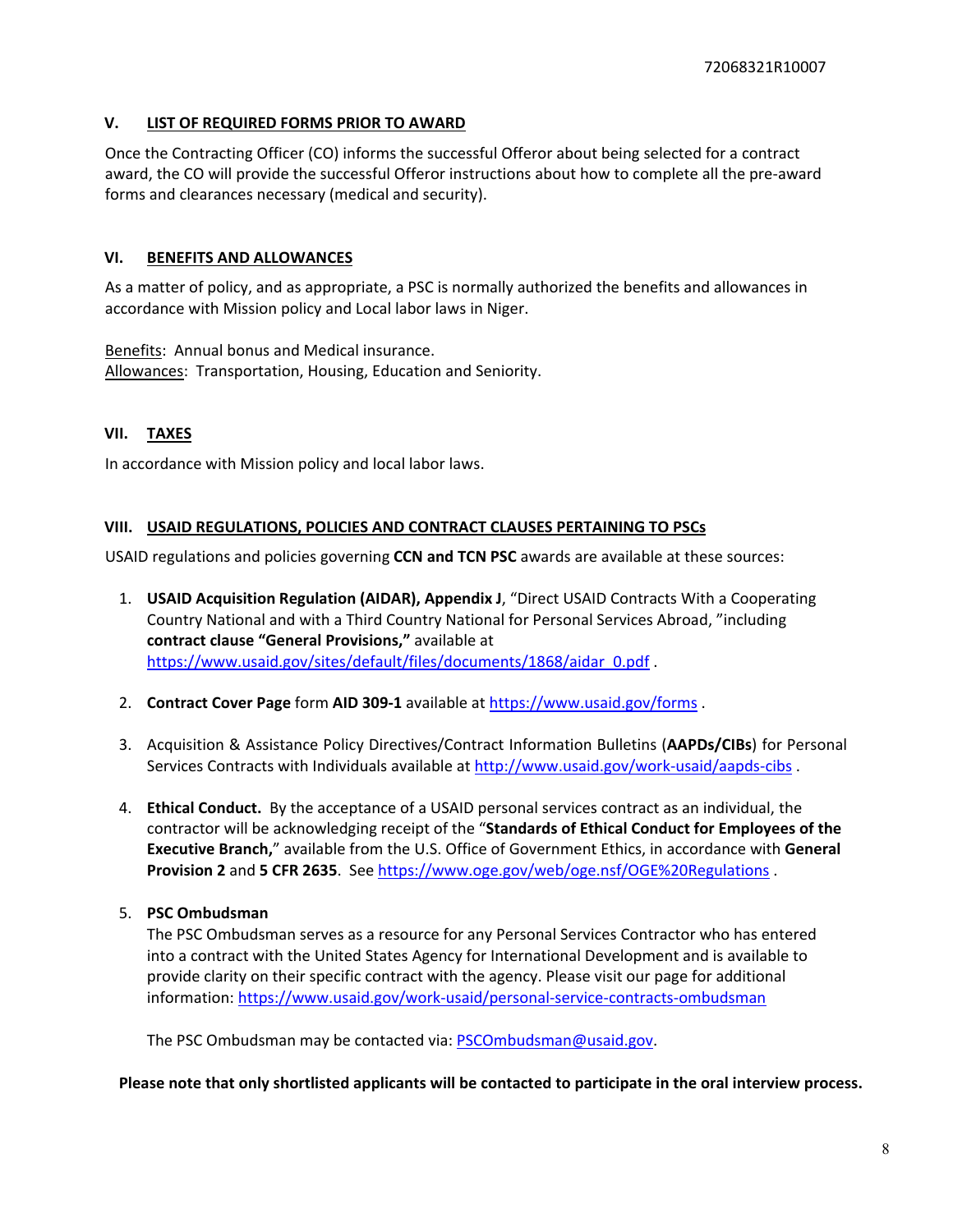## V. LIST OF REQUIRED FORMS PRIOR TO AWARD

Once the Contracting Officer (CO) informs the successful Offeror about being selected for a contract award, the CO will provide the successful Offeror instructions about how to complete all the pre-award forms and clearances necessary (medical and security).

## VI. BENEFITS AND ALLOWANCES

As a matter of policy, and as appropriate, a PSC is normally authorized the benefits and allowances in accordance with Mission policy and Local labor laws in Niger.

Benefits: Annual bonus and Medical insurance.
Allowances: Transportation, Housing, Education and Seniority.

## VII. TAXES

In accordance with Mission policy and local labor laws.

## VIII. USAID REGULATIONS, POLICIES AND CONTRACT CLAUSES PERTAINING TO PSCs

USAID regulations and policies governing **CCN and TCN PSC** awards are available at these sources:

1. **USAID Acquisition Regulation (AIDAR), Appendix J**, "Direct USAID Contracts With a Cooperating Country National and with a Third Country National for Personal Services Abroad, "including **contract clause "General Provisions,"** available at https://www.usaid.gov/sites/default/files/documents/1868/aidar_0.pdf .

2. **Contract Cover Page** form **AID 309-1** available at https://www.usaid.gov/forms .

3. Acquisition & Assistance Policy Directives/Contract Information Bulletins (**AAPDs/CIBs**) for Personal Services Contracts with Individuals available at http://www.usaid.gov/work-usaid/aapds-cibs .

4. **Ethical Conduct.** By the acceptance of a USAID personal services contract as an individual, the contractor will be acknowledging receipt of the "**Standards of Ethical Conduct for Employees of the Executive Branch,**" available from the U.S. Office of Government Ethics, in accordance with **General Provision 2** and **5 CFR 2635**. See https://www.oge.gov/web/oge.nsf/OGE%20Regulations .

5. **PSC Ombudsman**
   The PSC Ombudsman serves as a resource for any Personal Services Contractor who has entered into a contract with the United States Agency for International Development and is available to provide clarity on their specific contract with the agency. Please visit our page for additional information: https://www.usaid.gov/work-usaid/personal-service-contracts-ombudsman

   The PSC Ombudsman may be contacted via: PSCOmbudsman@usaid.gov.

**Please note that only shortlisted applicants will be contacted to participate in the oral interview process.**